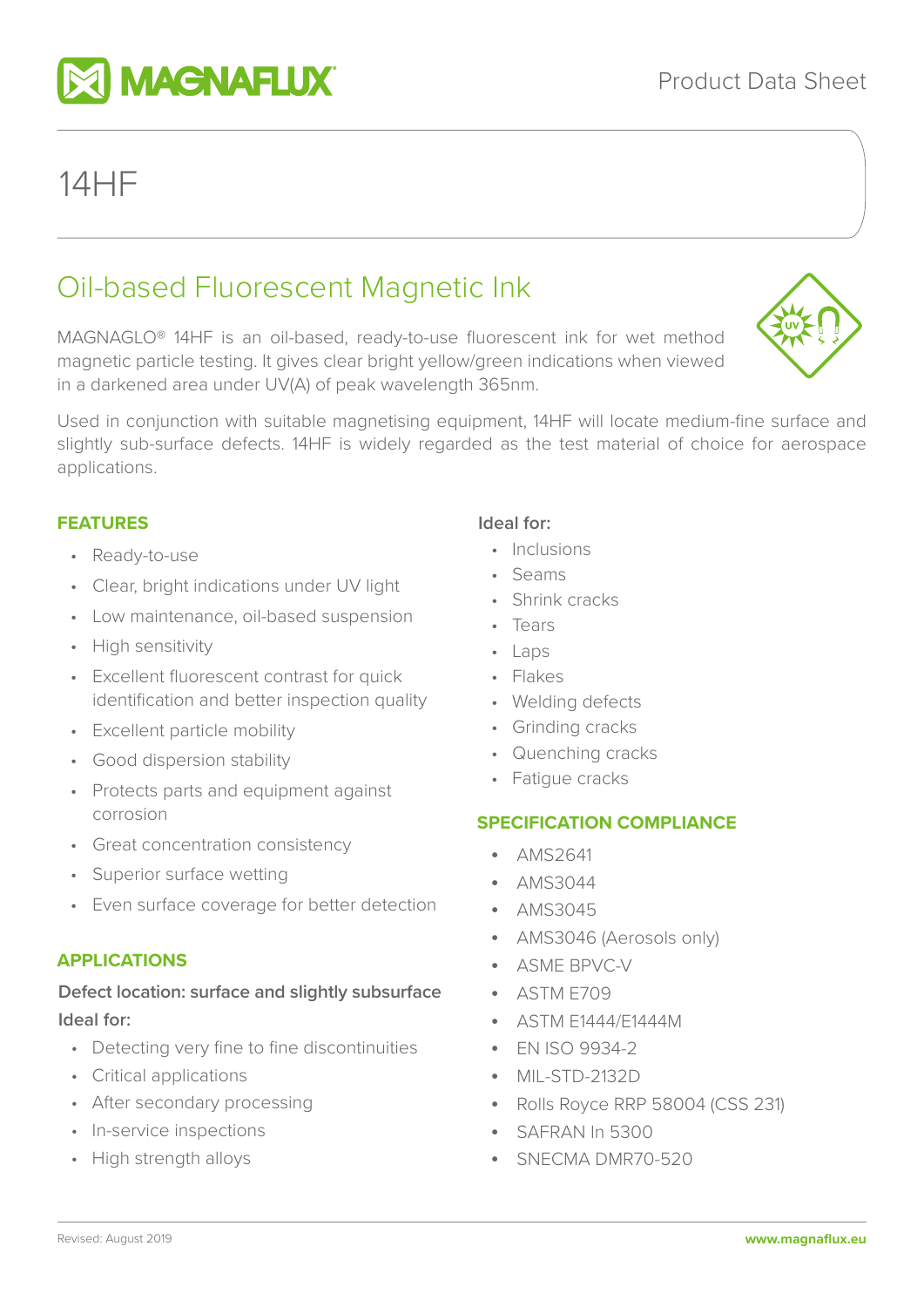Product Data Sheet

# 14HF

## Oil-based Fluorescent Magnetic Ink

MAGNAGLO® 14HF is an oil-based, ready-to-use fluorescent ink for wet method magnetic particle testing. It gives clear bright yellow/green indications when viewed in a darkened area under UV(A) of peak wavelength 365nm.

Used in conjunction with suitable magnetising equipment, 14HF will locate medium-fine surface and slightly sub-surface defects. 14HF is widely regarded as the test material of choice for aerospace applications.

### FEATURES

- Ready-to-use
- Clear, bright indications under UV light
- Low maintenance, oil-based suspension
- High sensitivity
- Excellent fluorescent contrast for quick identification and better inspection quality
- Excellent particle mobility
- Good dispersion stability
- Protects parts and equipment against corrosion
- Great concentration consistency
- Superior surface wetting
- Even surface coverage for better detection

### APPLICATIONS

**Defect location: surface and slightly subsurface**

**Ideal for:**

- Detecting very fine to fine discontinuities
- Critical applications
- After secondary processing
- In-service inspections
- High strength alloys

**Ideal for:**

- Inclusions
- Seams
- Shrink cracks
- Tears
- Laps
- Flakes
- Welding defects
- Grinding cracks
- Quenching cracks
- Fatigue cracks

### SPECIFICATION COMPLIANCE

- AMS2641
- AMS3044
- AMS3045
- AMS3046 (Aerosols only)
- ASME BPVC-V
- ASTM E709
- ASTM E1444/E1444M
- EN ISO 9934-2
- MIL-STD-2132D
- Rolls Royce RRP 58004 (CSS 231)
- SAFRAN In 5300
- SNECMA DMR70-520

Revised: August 2019

www.magnaflux.eu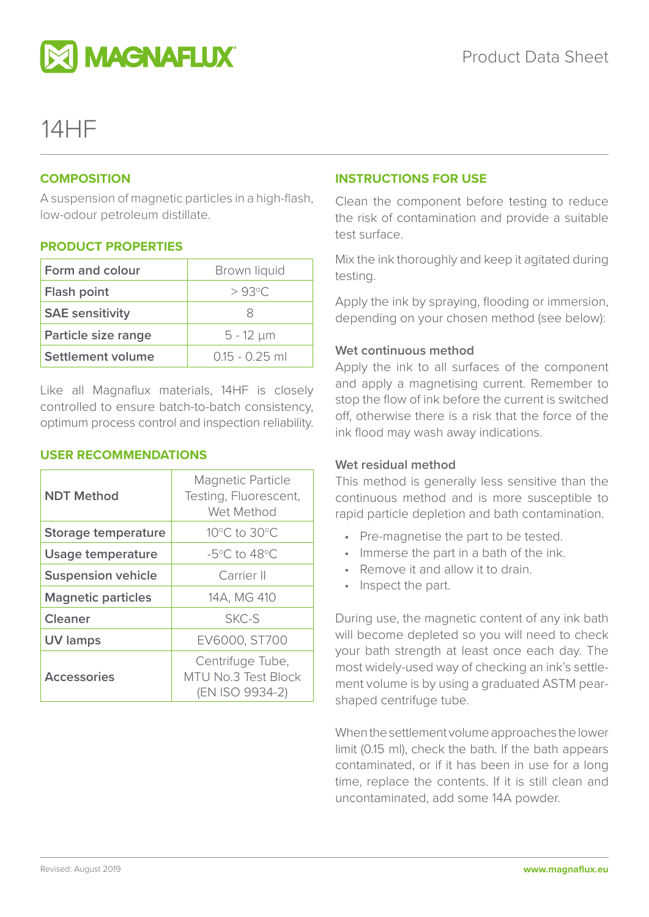# 14HF

## COMPOSITION

A suspension of magnetic particles in a high-flash, low-odour petroleum distillate.

## PRODUCT PROPERTIES

| | |
|---|---|
| **Form and colour** | Brown liquid |
| **Flash point** | > 93°C |
| **SAE sensitivity** | 8 |
| **Particle size range** | 5 - 12 µm |
| **Settlement volume** | 0.15 - 0.25 ml |

Like all Magnaflux materials, 14HF is closely controlled to ensure batch-to-batch consistency, optimum process control and inspection reliability.

## USER RECOMMENDATIONS

| | |
|---|---|
| **NDT Method** | Magnetic Particle Testing, Fluorescent, Wet Method |
| **Storage temperature** | 10°C to 30°C |
| **Usage temperature** | -5°C to 48°C |
| **Suspension vehicle** | Carrier II |
| **Magnetic particles** | 14A, MG 410 |
| **Cleaner** | SKC-S |
| **UV lamps** | EV6000, ST700 |
| **Accessories** | Centrifuge Tube, MTU No.3 Test Block (EN ISO 9934-2) |

## INSTRUCTIONS FOR USE

Clean the component before testing to reduce the risk of contamination and provide a suitable test surface.

Mix the ink thoroughly and keep it agitated during testing.

Apply the ink by spraying, flooding or immersion, depending on your chosen method (see below):

### Wet continuous method

Apply the ink to all surfaces of the component and apply a magnetising current. Remember to stop the flow of ink before the current is switched off, otherwise there is a risk that the force of the ink flood may wash away indications.

### Wet residual method

This method is generally less sensitive than the continuous method and is more susceptible to rapid particle depletion and bath contamination.

- Pre-magnetise the part to be tested.
- Immerse the part in a bath of the ink.
- Remove it and allow it to drain.
- Inspect the part.

During use, the magnetic content of any ink bath will become depleted so you will need to check your bath strength at least once each day. The most widely-used way of checking an ink's settlement volume is by using a graduated ASTM pear-shaped centrifuge tube.

When the settlement volume approaches the lower limit (0.15 ml), check the bath. If the bath appears contaminated, or if it has been in use for a long time, replace the contents. If it is still clean and uncontaminated, add some 14A powder.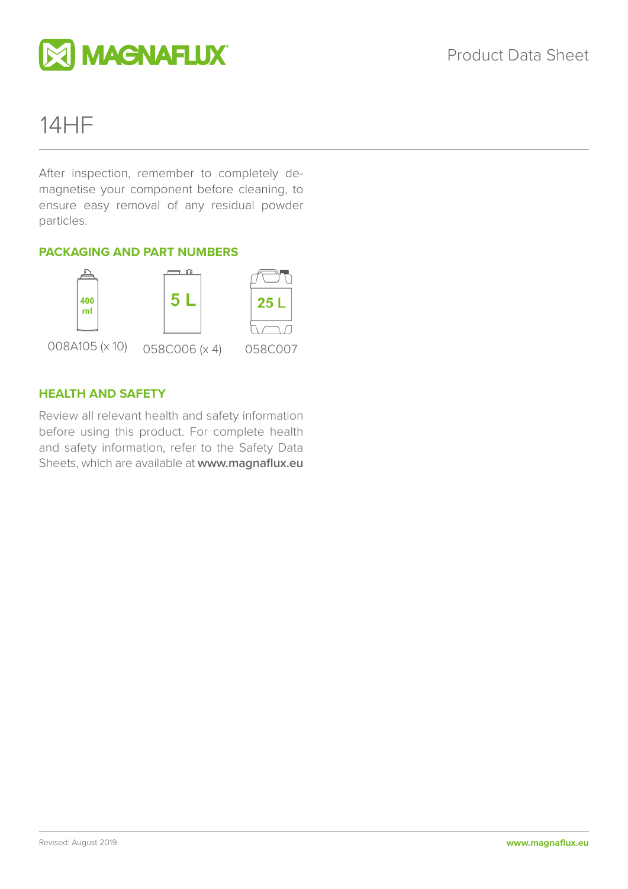# 14HF

After inspection, remember to completely de-magnetise your component before cleaning, to ensure easy removal of any residual powder particles.

## PACKAGING AND PART NUMBERS

400 ml

5 L

25 L

008A105 (x 10)

058C006 (x 4)

058C007

## HEALTH AND SAFETY

Review all relevant health and safety information before using this product. For complete health and safety information, refer to the Safety Data Sheets, which are available at **www.magnaflux.eu**

Revised: August 2019